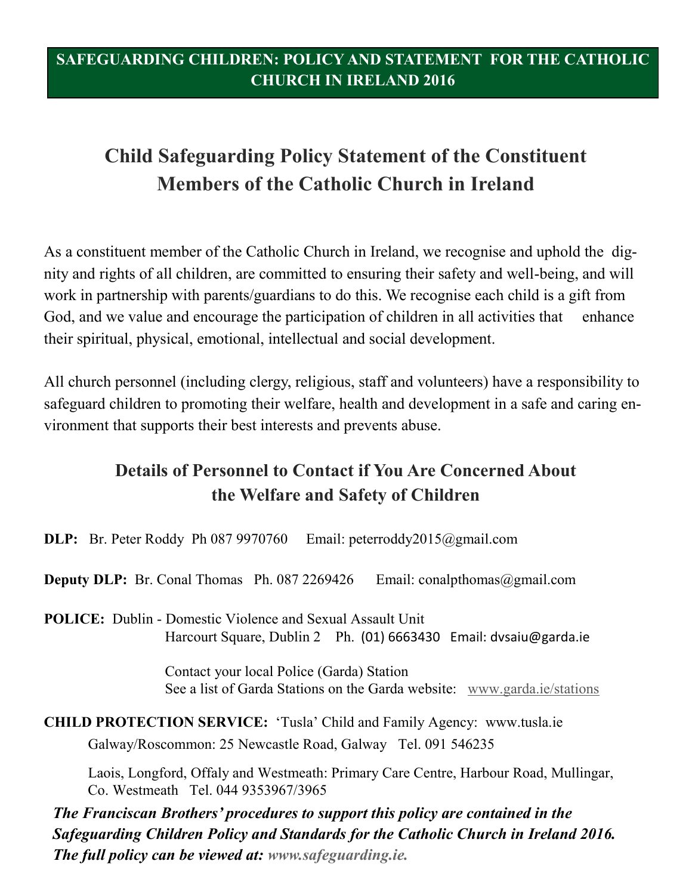## SAFEGUARDING CHILDREN: POLICY AND STATEMENT FOR THE CATHOLIC CHURCH IN IRELAND 2016

# Child Safeguarding Policy Statement of the Constituent Members of the Catholic Church in Ireland

As a constituent member of the Catholic Church in Ireland, we recognise and uphold the dignity and rights of all children, are committed to ensuring their safety and well-being, and will work in partnership with parents/guardians to do this. We recognise each child is a gift from God, and we value and encourage the participation of children in all activities that enhance their spiritual, physical, emotional, intellectual and social development.

All church personnel (including clergy, religious, staff and volunteers) have a responsibility to safeguard children to promoting their welfare, health and development in a safe and caring environment that supports their best interests and prevents abuse.

## Details of Personnel to Contact if You Are Concerned About the Welfare and Safety of Children

**DLP:** Br. Peter Roddy Ph 087 9970760 Email: peterroddy2015@gmail.com

**Deputy DLP:** Br. Conal Thomas Ph. 087 2269426 Email: conalpthomas@gmail.com

**POLICE:** Dublin - Domestic Violence and Sexual Assault Unit
Harcourt Square, Dublin 2 Ph. (01) 6663430 Email: dvsaiu@garda.ie

Contact your local Police (Garda) Station
See a list of Garda Stations on the Garda website: www.garda.ie/stations

**CHILD PROTECTION SERVICE:** 'Tusla' Child and Family Agency: www.tusla.ie

Galway/Roscommon: 25 Newcastle Road, Galway Tel. 091 546235

Laois, Longford, Offaly and Westmeath: Primary Care Centre, Harbour Road, Mullingar, Co. Westmeath Tel. 044 9353967/3965

***The Franciscan Brothers' procedures to support this policy are contained in the Safeguarding Children Policy and Standards for the Catholic Church in Ireland 2016. The full policy can be viewed at: www.safeguarding.ie.***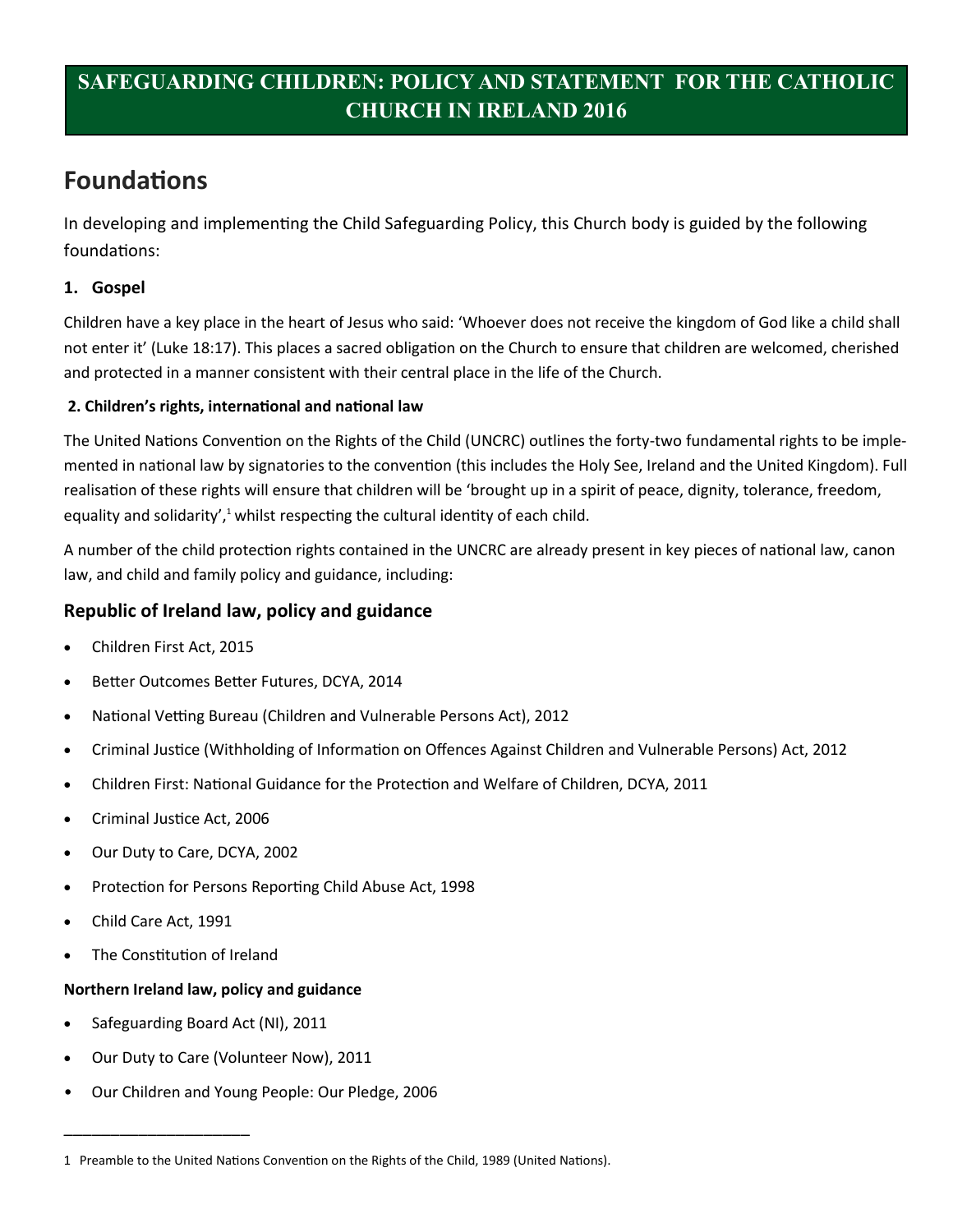# SAFEGUARDING CHILDREN: POLICY AND STATEMENT FOR THE CATHOLIC CHURCH IN IRELAND 2016

## Foundations

In developing and implementing the Child Safeguarding Policy, this Church body is guided by the following foundations:

### 1. Gospel

Children have a key place in the heart of Jesus who said: 'Whoever does not receive the kingdom of God like a child shall not enter it' (Luke 18:17). This places a sacred obligation on the Church to ensure that children are welcomed, cherished and protected in a manner consistent with their central place in the life of the Church.

### 2. Children's rights, international and national law

The United Nations Convention on the Rights of the Child (UNCRC) outlines the forty-two fundamental rights to be implemented in national law by signatories to the convention (this includes the Holy See, Ireland and the United Kingdom). Full realisation of these rights will ensure that children will be 'brought up in a spirit of peace, dignity, tolerance, freedom, equality and solidarity',[1] whilst respecting the cultural identity of each child.

A number of the child protection rights contained in the UNCRC are already present in key pieces of national law, canon law, and child and family policy and guidance, including:

### Republic of Ireland law, policy and guidance

- Children First Act, 2015
- Better Outcomes Better Futures, DCYA, 2014
- National Vetting Bureau (Children and Vulnerable Persons Act), 2012
- Criminal Justice (Withholding of Information on Offences Against Children and Vulnerable Persons) Act, 2012
- Children First: National Guidance for the Protection and Welfare of Children, DCYA, 2011
- Criminal Justice Act, 2006
- Our Duty to Care, DCYA, 2002
- Protection for Persons Reporting Child Abuse Act, 1998
- Child Care Act, 1991
- The Constitution of Ireland

**Northern Ireland law, policy and guidance**

- Safeguarding Board Act (NI), 2011
- Our Duty to Care (Volunteer Now), 2011
- Our Children and Young People: Our Pledge, 2006

---

1 Preamble to the United Nations Convention on the Rights of the Child, 1989 (United Nations).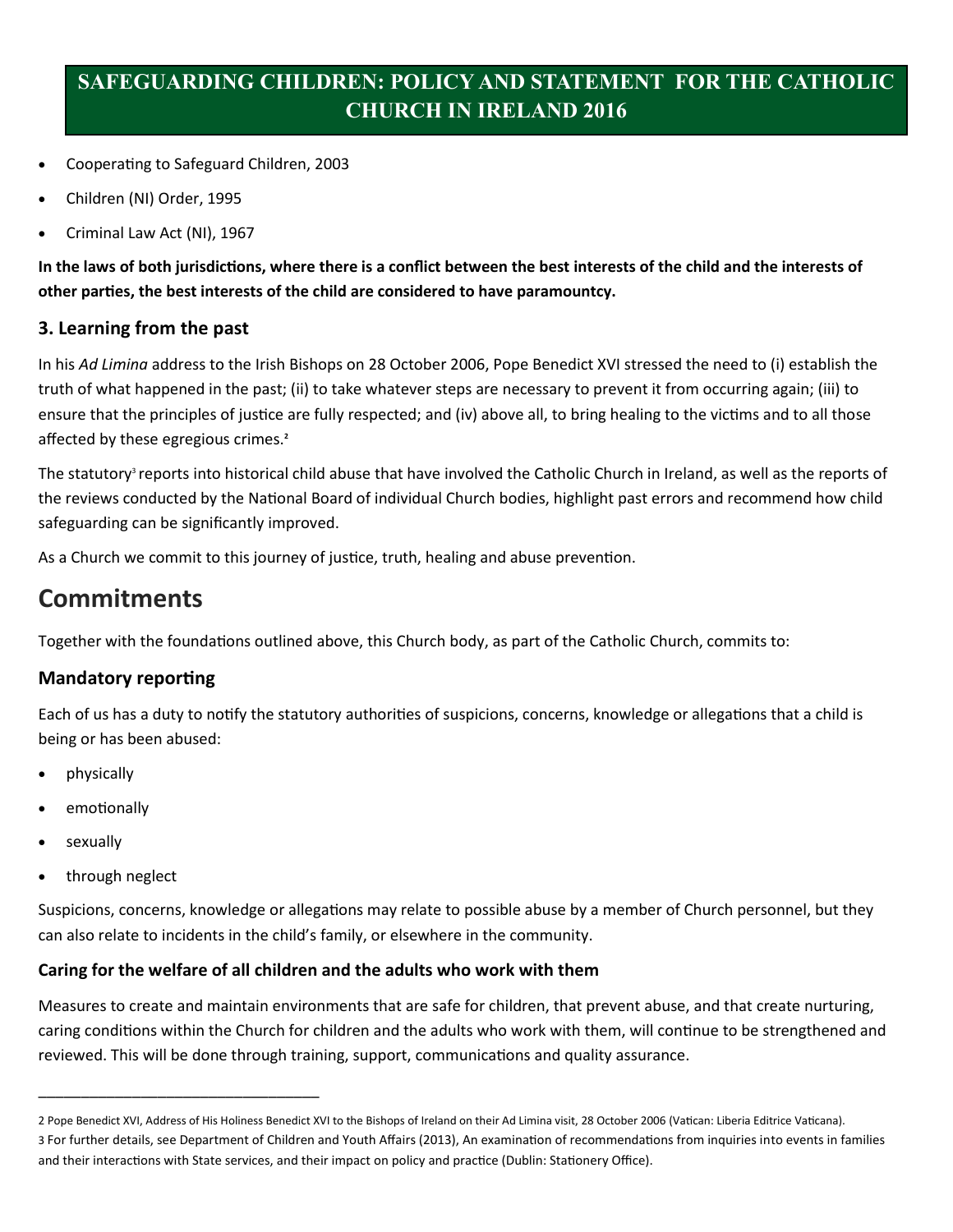- Cooperating to Safeguard Children, 2003
- Children (NI) Order, 1995
- Criminal Law Act (NI), 1967

**In the laws of both jurisdictions, where there is a conflict between the best interests of the child and the interests of other parties, the best interests of the child are considered to have paramountcy.**

### 3. Learning from the past

In his *Ad Limina* address to the Irish Bishops on 28 October 2006, Pope Benedict XVI stressed the need to (i) establish the truth of what happened in the past; (ii) to take whatever steps are necessary to prevent it from occurring again; (iii) to ensure that the principles of justice are fully respected; and (iv) above all, to bring healing to the victims and to all those affected by these egregious crimes.[2]

The statutory[3] reports into historical child abuse that have involved the Catholic Church in Ireland, as well as the reports of the reviews conducted by the National Board of individual Church bodies, highlight past errors and recommend how child safeguarding can be significantly improved.

As a Church we commit to this journey of justice, truth, healing and abuse prevention.

## Commitments

Together with the foundations outlined above, this Church body, as part of the Catholic Church, commits to:

### Mandatory reporting

Each of us has a duty to notify the statutory authorities of suspicions, concerns, knowledge or allegations that a child is being or has been abused:

- physically
- emotionally
- sexually
- through neglect

Suspicions, concerns, knowledge or allegations may relate to possible abuse by a member of Church personnel, but they can also relate to incidents in the child's family, or elsewhere in the community.

### Caring for the welfare of all children and the adults who work with them

Measures to create and maintain environments that are safe for children, that prevent abuse, and that create nurturing, caring conditions within the Church for children and the adults who work with them, will continue to be strengthened and reviewed. This will be done through training, support, communications and quality assurance.

---

2 Pope Benedict XVI, Address of His Holiness Benedict XVI to the Bishops of Ireland on their Ad Limina visit, 28 October 2006 (Vatican: Liberia Editrice Vaticana).

3 For further details, see Department of Children and Youth Affairs (2013), An examination of recommendations from inquiries into events in families and their interactions with State services, and their impact on policy and practice (Dublin: Stationery Office).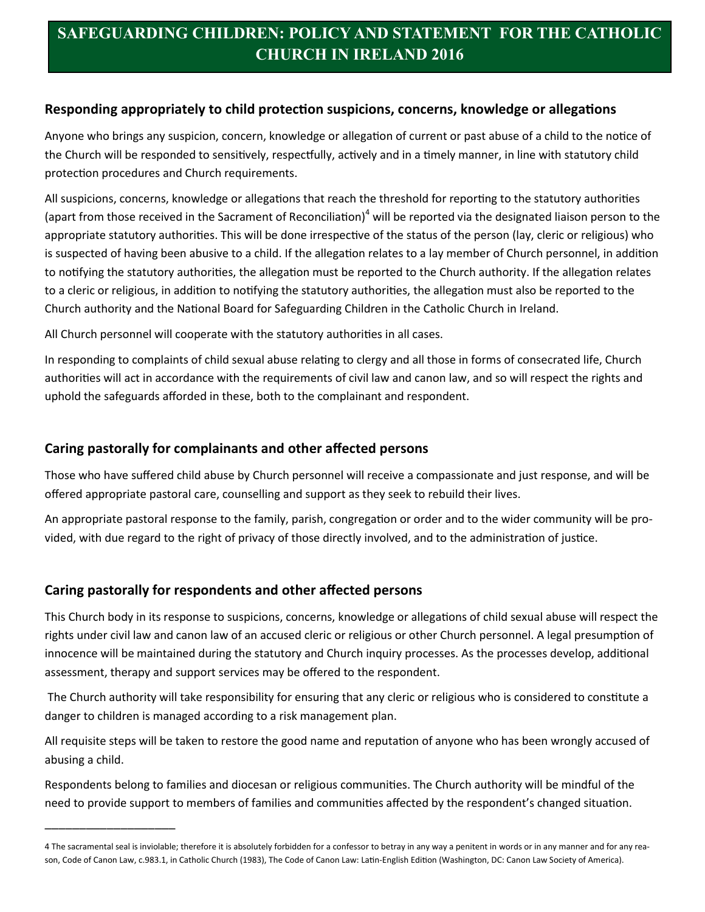## Responding appropriately to child protection suspicions, concerns, knowledge or allegations

Anyone who brings any suspicion, concern, knowledge or allegation of current or past abuse of a child to the notice of the Church will be responded to sensitively, respectfully, actively and in a timely manner, in line with statutory child protection procedures and Church requirements.

All suspicions, concerns, knowledge or allegations that reach the threshold for reporting to the statutory authorities (apart from those received in the Sacrament of Reconciliation)[4] will be reported via the designated liaison person to the appropriate statutory authorities. This will be done irrespective of the status of the person (lay, cleric or religious) who is suspected of having been abusive to a child. If the allegation relates to a lay member of Church personnel, in addition to notifying the statutory authorities, the allegation must be reported to the Church authority. If the allegation relates to a cleric or religious, in addition to notifying the statutory authorities, the allegation must also be reported to the Church authority and the National Board for Safeguarding Children in the Catholic Church in Ireland.

All Church personnel will cooperate with the statutory authorities in all cases.

In responding to complaints of child sexual abuse relating to clergy and all those in forms of consecrated life, Church authorities will act in accordance with the requirements of civil law and canon law, and so will respect the rights and uphold the safeguards afforded in these, both to the complainant and respondent.

## Caring pastorally for complainants and other affected persons

Those who have suffered child abuse by Church personnel will receive a compassionate and just response, and will be offered appropriate pastoral care, counselling and support as they seek to rebuild their lives.

An appropriate pastoral response to the family, parish, congregation or order and to the wider community will be provided, with due regard to the right of privacy of those directly involved, and to the administration of justice.

## Caring pastorally for respondents and other affected persons

This Church body in its response to suspicions, concerns, knowledge or allegations of child sexual abuse will respect the rights under civil law and canon law of an accused cleric or religious or other Church personnel. A legal presumption of innocence will be maintained during the statutory and Church inquiry processes. As the processes develop, additional assessment, therapy and support services may be offered to the respondent.

The Church authority will take responsibility for ensuring that any cleric or religious who is considered to constitute a danger to children is managed according to a risk management plan.

All requisite steps will be taken to restore the good name and reputation of anyone who has been wrongly accused of abusing a child.

Respondents belong to families and diocesan or religious communities. The Church authority will be mindful of the need to provide support to members of families and communities affected by the respondent's changed situation.

---

4 The sacramental seal is inviolable; therefore it is absolutely forbidden for a confessor to betray in any way a penitent in words or in any manner and for any reason, Code of Canon Law, c.983.1, in Catholic Church (1983), The Code of Canon Law: Latin-English Edition (Washington, DC: Canon Law Society of America).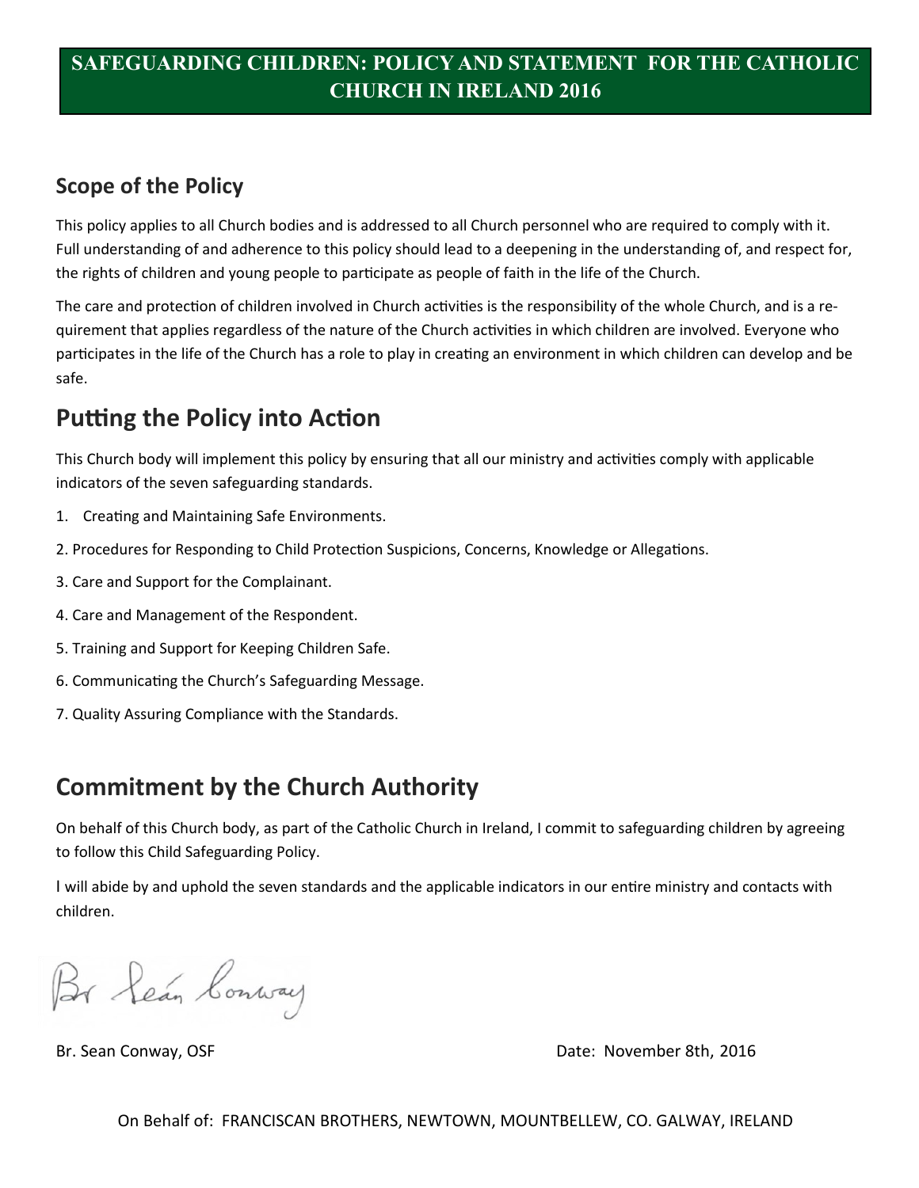# SAFEGUARDING CHILDREN: POLICY AND STATEMENT FOR THE CATHOLIC CHURCH IN IRELAND 2016

## Scope of the Policy

This policy applies to all Church bodies and is addressed to all Church personnel who are required to comply with it. Full understanding of and adherence to this policy should lead to a deepening in the understanding of, and respect for, the rights of children and young people to participate as people of faith in the life of the Church.

The care and protection of children involved in Church activities is the responsibility of the whole Church, and is a requirement that applies regardless of the nature of the Church activities in which children are involved. Everyone who participates in the life of the Church has a role to play in creating an environment in which children can develop and be safe.

## Putting the Policy into Action

This Church body will implement this policy by ensuring that all our ministry and activities comply with applicable indicators of the seven safeguarding standards.

1. Creating and Maintaining Safe Environments.
2. Procedures for Responding to Child Protection Suspicions, Concerns, Knowledge or Allegations.
3. Care and Support for the Complainant.
4. Care and Management of the Respondent.
5. Training and Support for Keeping Children Safe.
6. Communicating the Church's Safeguarding Message.
7. Quality Assuring Compliance with the Standards.

## Commitment by the Church Authority

On behalf of this Church body, as part of the Catholic Church in Ireland, I commit to safeguarding children by agreeing to follow this Child Safeguarding Policy.

I will abide by and uphold the seven standards and the applicable indicators in our entire ministry and contacts with children.

Br Seán Conway

Br. Sean Conway, OSF

Date: November 8th, 2016

On Behalf of: FRANCISCAN BROTHERS, NEWTOWN, MOUNTBELLEW, CO. GALWAY, IRELAND